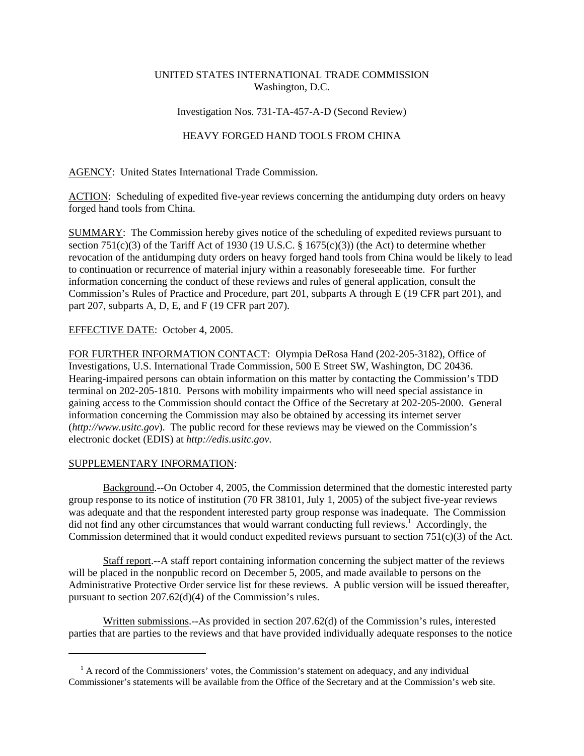UNITED STATES INTERNATIONAL TRADE COMMISSION
Washington, D.C.

Investigation Nos. 731-TA-457-A-D (Second Review)

HEAVY FORGED HAND TOOLS FROM CHINA

AGENCY: United States International Trade Commission.

ACTION: Scheduling of expedited five-year reviews concerning the antidumping duty orders on heavy forged hand tools from China.

SUMMARY: The Commission hereby gives notice of the scheduling of expedited reviews pursuant to section 751(c)(3) of the Tariff Act of 1930 (19 U.S.C. § 1675(c)(3)) (the Act) to determine whether revocation of the antidumping duty orders on heavy forged hand tools from China would be likely to lead to continuation or recurrence of material injury within a reasonably foreseeable time. For further information concerning the conduct of these reviews and rules of general application, consult the Commission's Rules of Practice and Procedure, part 201, subparts A through E (19 CFR part 201), and part 207, subparts A, D, E, and F (19 CFR part 207).

EFFECTIVE DATE: October 4, 2005.

FOR FURTHER INFORMATION CONTACT: Olympia DeRosa Hand (202-205-3182), Office of Investigations, U.S. International Trade Commission, 500 E Street SW, Washington, DC 20436. Hearing-impaired persons can obtain information on this matter by contacting the Commission's TDD terminal on 202-205-1810. Persons with mobility impairments who will need special assistance in gaining access to the Commission should contact the Office of the Secretary at 202-205-2000. General information concerning the Commission may also be obtained by accessing its internet server (*http://www.usitc.gov*). The public record for these reviews may be viewed on the Commission's electronic docket (EDIS) at *http://edis.usitc.gov*.

SUPPLEMENTARY INFORMATION:

Background.--On October 4, 2005, the Commission determined that the domestic interested party group response to its notice of institution (70 FR 38101, July 1, 2005) of the subject five-year reviews was adequate and that the respondent interested party group response was inadequate. The Commission did not find any other circumstances that would warrant conducting full reviews.[1] Accordingly, the Commission determined that it would conduct expedited reviews pursuant to section 751(c)(3) of the Act.

Staff report.--A staff report containing information concerning the subject matter of the reviews will be placed in the nonpublic record on December 5, 2005, and made available to persons on the Administrative Protective Order service list for these reviews. A public version will be issued thereafter, pursuant to section 207.62(d)(4) of the Commission's rules.

Written submissions.--As provided in section 207.62(d) of the Commission's rules, interested parties that are parties to the reviews and that have provided individually adequate responses to the notice

[1] A record of the Commissioners' votes, the Commission's statement on adequacy, and any individual Commissioner's statements will be available from the Office of the Secretary and at the Commission's web site.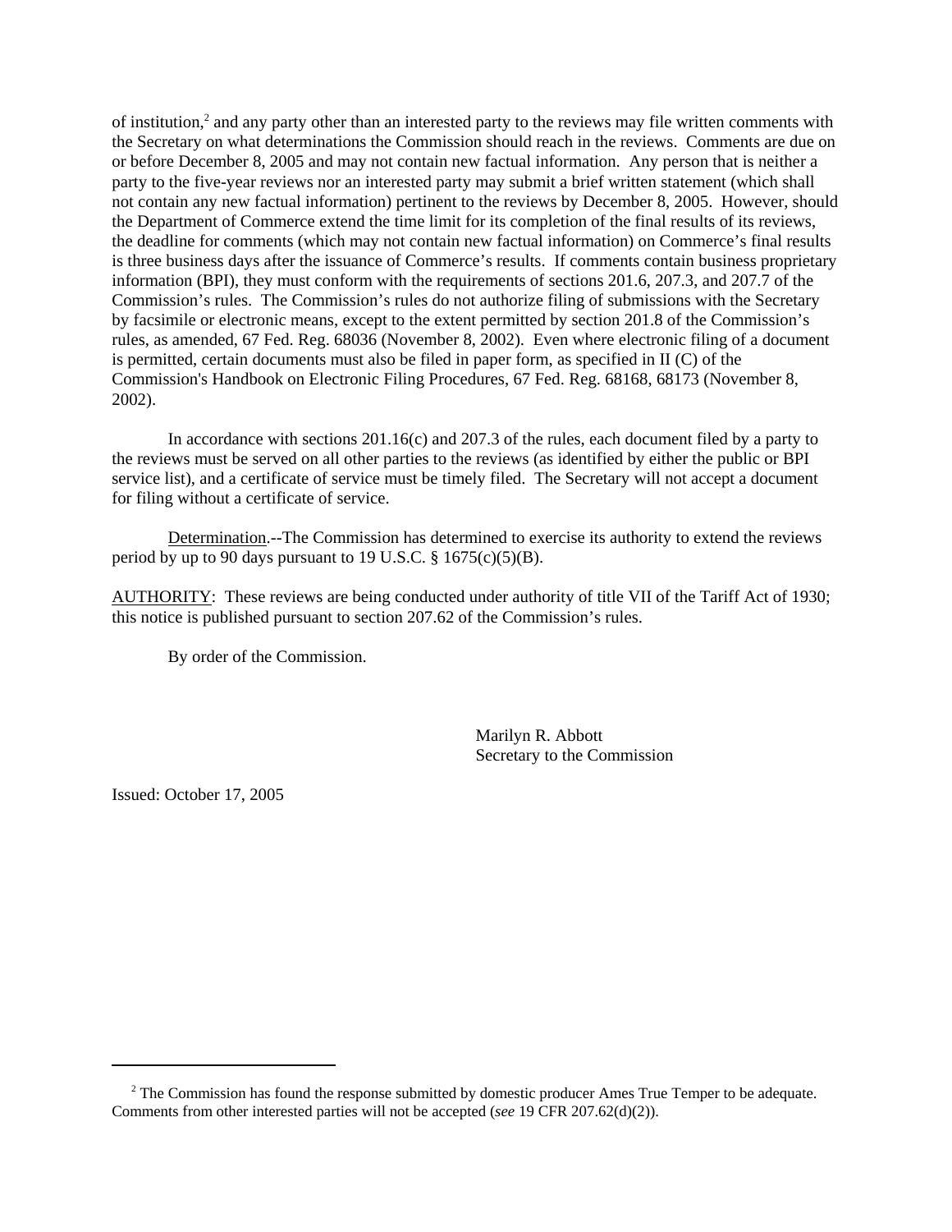of institution,[2] and any party other than an interested party to the reviews may file written comments with the Secretary on what determinations the Commission should reach in the reviews. Comments are due on or before December 8, 2005 and may not contain new factual information. Any person that is neither a party to the five-year reviews nor an interested party may submit a brief written statement (which shall not contain any new factual information) pertinent to the reviews by December 8, 2005. However, should the Department of Commerce extend the time limit for its completion of the final results of its reviews, the deadline for comments (which may not contain new factual information) on Commerce's final results is three business days after the issuance of Commerce's results. If comments contain business proprietary information (BPI), they must conform with the requirements of sections 201.6, 207.3, and 207.7 of the Commission's rules. The Commission's rules do not authorize filing of submissions with the Secretary by facsimile or electronic means, except to the extent permitted by section 201.8 of the Commission's rules, as amended, 67 Fed. Reg. 68036 (November 8, 2002). Even where electronic filing of a document is permitted, certain documents must also be filed in paper form, as specified in II (C) of the Commission's Handbook on Electronic Filing Procedures, 67 Fed. Reg. 68168, 68173 (November 8, 2002).

In accordance with sections 201.16(c) and 207.3 of the rules, each document filed by a party to the reviews must be served on all other parties to the reviews (as identified by either the public or BPI service list), and a certificate of service must be timely filed. The Secretary will not accept a document for filing without a certificate of service.

Determination.--The Commission has determined to exercise its authority to extend the reviews period by up to 90 days pursuant to 19 U.S.C. § 1675(c)(5)(B).

AUTHORITY: These reviews are being conducted under authority of title VII of the Tariff Act of 1930; this notice is published pursuant to section 207.62 of the Commission's rules.

By order of the Commission.

Marilyn R. Abbott
Secretary to the Commission

Issued: October 17, 2005

---

[2] The Commission has found the response submitted by domestic producer Ames True Temper to be adequate. Comments from other interested parties will not be accepted (*see* 19 CFR 207.62(d)(2)).